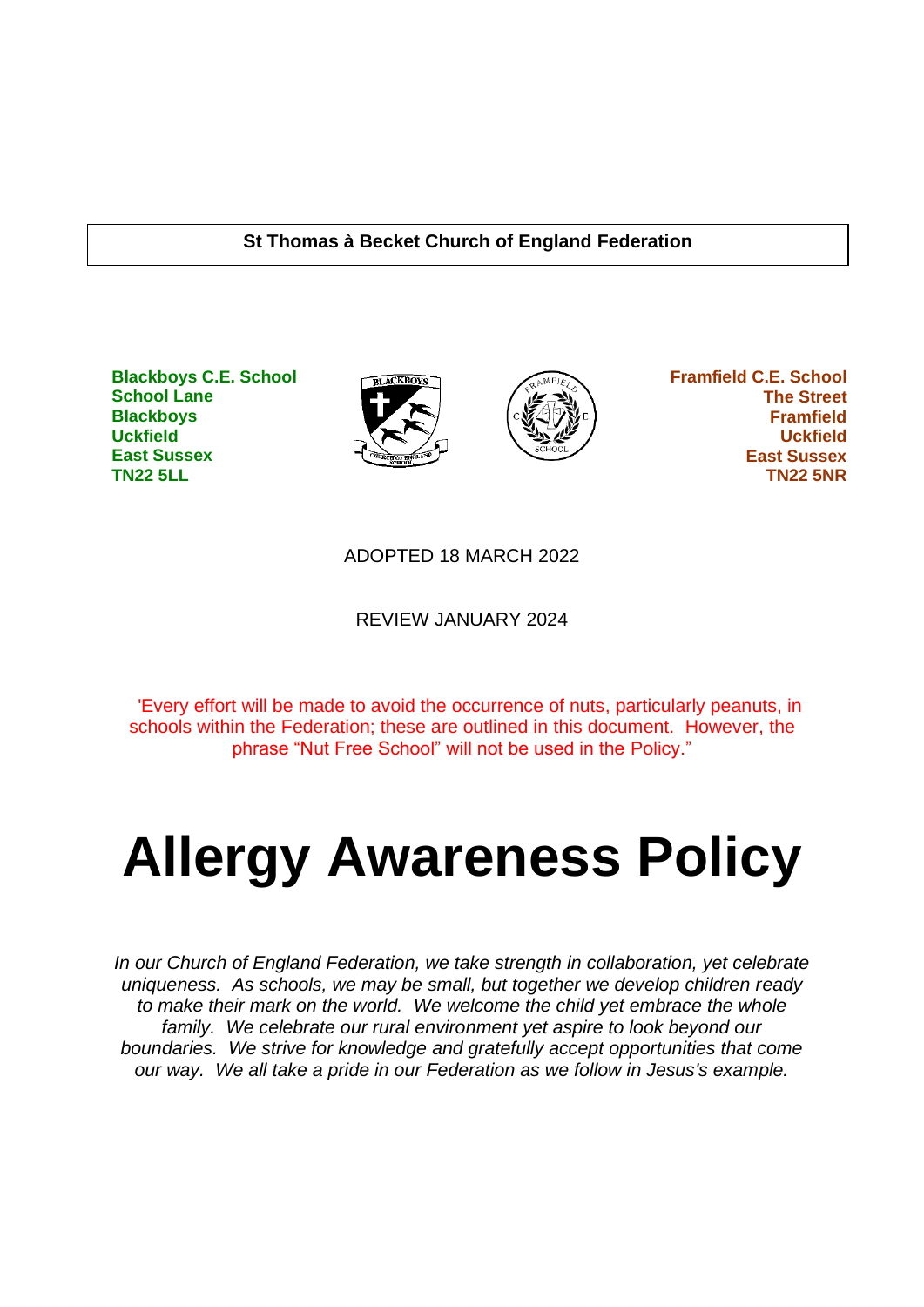**St Thomas à Becket Church of England Federation**

**Blackboys C.E. School**
**School Lane**
**Blackboys**
**Uckfield**
**East Sussex**
**TN22 5LL**

**Framfield C.E. School**
**The Street**
**Framfield**
**Uckfield**
**East Sussex**
**TN22 5NR**

ADOPTED 18 MARCH 2022

REVIEW JANUARY 2024

'Every effort will be made to avoid the occurrence of nuts, particularly peanuts, in schools within the Federation; these are outlined in this document. However, the phrase "Nut Free School" will not be used in the Policy."

# Allergy Awareness Policy

*In our Church of England Federation, we take strength in collaboration, yet celebrate uniqueness. As schools, we may be small, but together we develop children ready to make their mark on the world. We welcome the child yet embrace the whole family. We celebrate our rural environment yet aspire to look beyond our boundaries. We strive for knowledge and gratefully accept opportunities that come our way. We all take a pride in our Federation as we follow in Jesus's example.*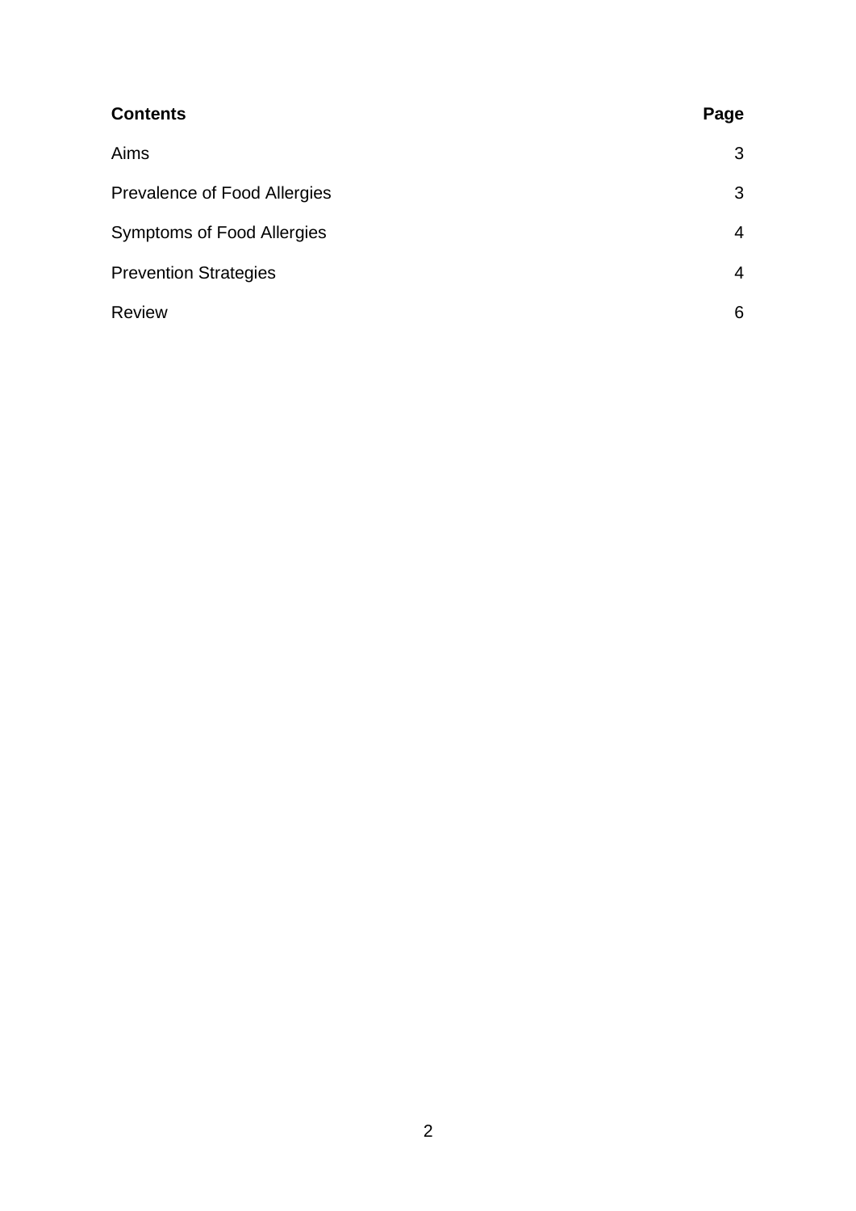| **Contents** | **Page** |
|---|---|
| Aims | 3 |
| Prevalence of Food Allergies | 3 |
| Symptoms of Food Allergies | 4 |
| Prevention Strategies | 4 |
| Review | 6 |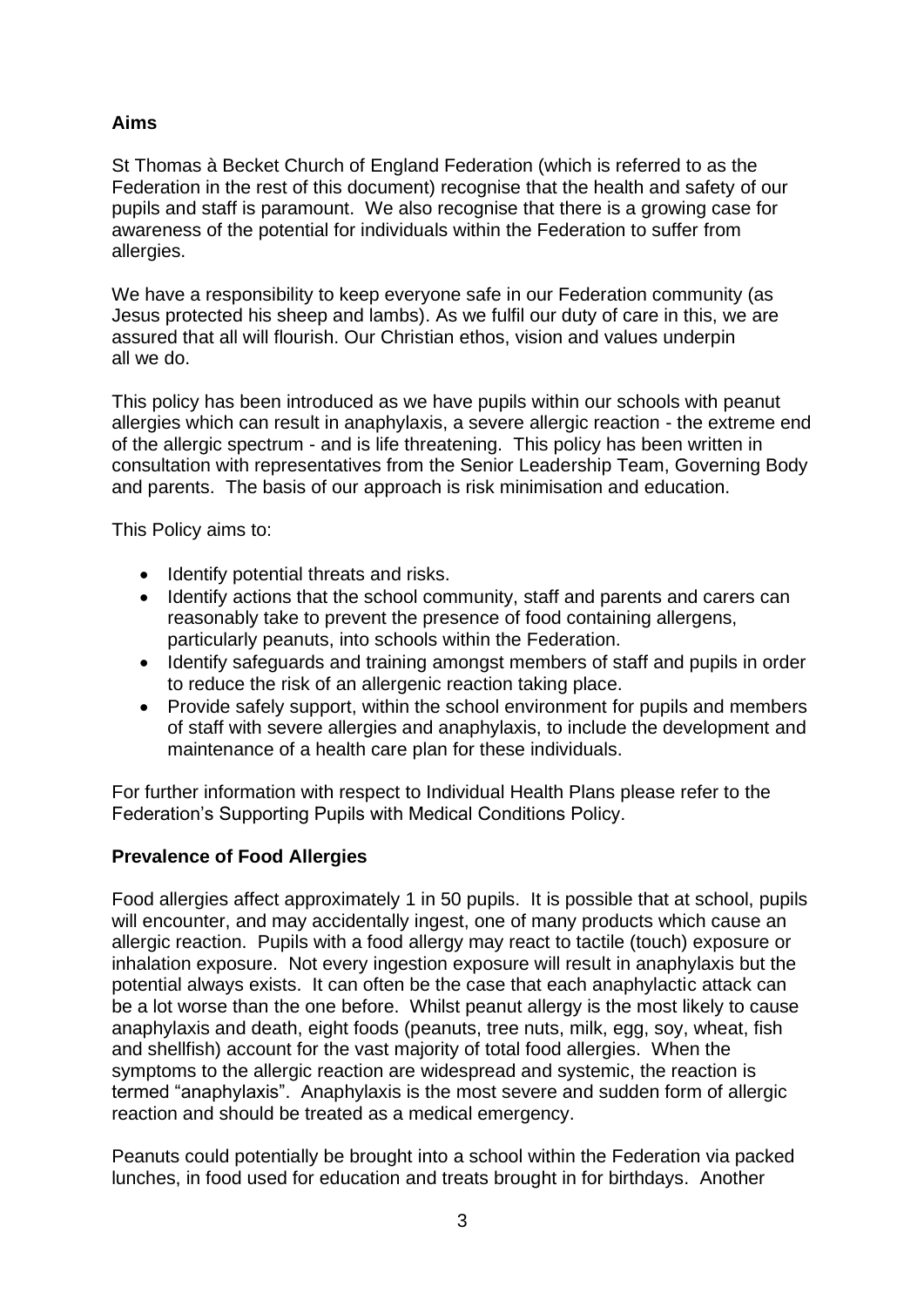**Aims**

St Thomas à Becket Church of England Federation (which is referred to as the Federation in the rest of this document) recognise that the health and safety of our pupils and staff is paramount. We also recognise that there is a growing case for awareness of the potential for individuals within the Federation to suffer from allergies.

We have a responsibility to keep everyone safe in our Federation community (as Jesus protected his sheep and lambs). As we fulfil our duty of care in this, we are assured that all will flourish. Our Christian ethos, vision and values underpin all we do.

This policy has been introduced as we have pupils within our schools with peanut allergies which can result in anaphylaxis, a severe allergic reaction - the extreme end of the allergic spectrum - and is life threatening. This policy has been written in consultation with representatives from the Senior Leadership Team, Governing Body and parents. The basis of our approach is risk minimisation and education.

This Policy aims to:

- Identify potential threats and risks.
- Identify actions that the school community, staff and parents and carers can reasonably take to prevent the presence of food containing allergens, particularly peanuts, into schools within the Federation.
- Identify safeguards and training amongst members of staff and pupils in order to reduce the risk of an allergenic reaction taking place.
- Provide safely support, within the school environment for pupils and members of staff with severe allergies and anaphylaxis, to include the development and maintenance of a health care plan for these individuals.

For further information with respect to Individual Health Plans please refer to the Federation's Supporting Pupils with Medical Conditions Policy.

**Prevalence of Food Allergies**

Food allergies affect approximately 1 in 50 pupils. It is possible that at school, pupils will encounter, and may accidentally ingest, one of many products which cause an allergic reaction. Pupils with a food allergy may react to tactile (touch) exposure or inhalation exposure. Not every ingestion exposure will result in anaphylaxis but the potential always exists. It can often be the case that each anaphylactic attack can be a lot worse than the one before. Whilst peanut allergy is the most likely to cause anaphylaxis and death, eight foods (peanuts, tree nuts, milk, egg, soy, wheat, fish and shellfish) account for the vast majority of total food allergies. When the symptoms to the allergic reaction are widespread and systemic, the reaction is termed "anaphylaxis". Anaphylaxis is the most severe and sudden form of allergic reaction and should be treated as a medical emergency.

Peanuts could potentially be brought into a school within the Federation via packed lunches, in food used for education and treats brought in for birthdays. Another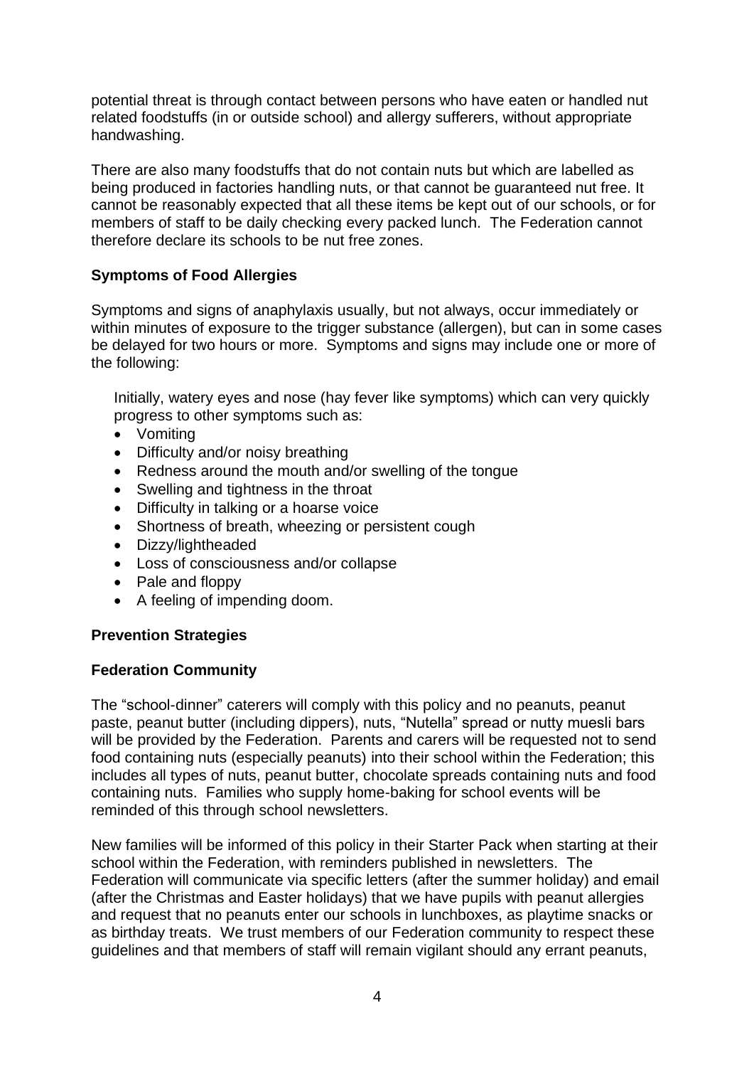potential threat is through contact between persons who have eaten or handled nut related foodstuffs (in or outside school) and allergy sufferers, without appropriate handwashing.

There are also many foodstuffs that do not contain nuts but which are labelled as being produced in factories handling nuts, or that cannot be guaranteed nut free. It cannot be reasonably expected that all these items be kept out of our schools, or for members of staff to be daily checking every packed lunch. The Federation cannot therefore declare its schools to be nut free zones.

**Symptoms of Food Allergies**

Symptoms and signs of anaphylaxis usually, but not always, occur immediately or within minutes of exposure to the trigger substance (allergen), but can in some cases be delayed for two hours or more. Symptoms and signs may include one or more of the following:

Initially, watery eyes and nose (hay fever like symptoms) which can very quickly progress to other symptoms such as:

- Vomiting
- Difficulty and/or noisy breathing
- Redness around the mouth and/or swelling of the tongue
- Swelling and tightness in the throat
- Difficulty in talking or a hoarse voice
- Shortness of breath, wheezing or persistent cough
- Dizzy/lightheaded
- Loss of consciousness and/or collapse
- Pale and floppy
- A feeling of impending doom.

**Prevention Strategies**

**Federation Community**

The "school-dinner" caterers will comply with this policy and no peanuts, peanut paste, peanut butter (including dippers), nuts, "Nutella" spread or nutty muesli bars will be provided by the Federation. Parents and carers will be requested not to send food containing nuts (especially peanuts) into their school within the Federation; this includes all types of nuts, peanut butter, chocolate spreads containing nuts and food containing nuts. Families who supply home-baking for school events will be reminded of this through school newsletters.

New families will be informed of this policy in their Starter Pack when starting at their school within the Federation, with reminders published in newsletters. The Federation will communicate via specific letters (after the summer holiday) and email (after the Christmas and Easter holidays) that we have pupils with peanut allergies and request that no peanuts enter our schools in lunchboxes, as playtime snacks or as birthday treats. We trust members of our Federation community to respect these guidelines and that members of staff will remain vigilant should any errant peanuts,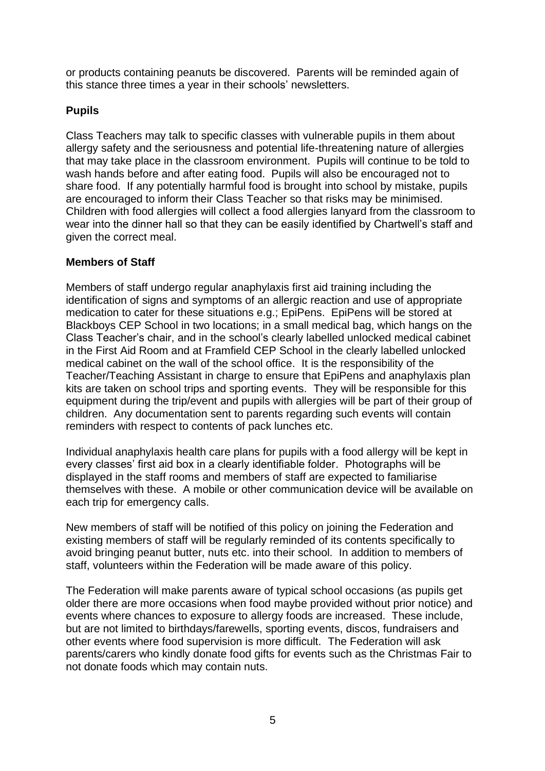or products containing peanuts be discovered. Parents will be reminded again of this stance three times a year in their schools' newsletters.

**Pupils**

Class Teachers may talk to specific classes with vulnerable pupils in them about allergy safety and the seriousness and potential life-threatening nature of allergies that may take place in the classroom environment. Pupils will continue to be told to wash hands before and after eating food. Pupils will also be encouraged not to share food. If any potentially harmful food is brought into school by mistake, pupils are encouraged to inform their Class Teacher so that risks may be minimised. Children with food allergies will collect a food allergies lanyard from the classroom to wear into the dinner hall so that they can be easily identified by Chartwell's staff and given the correct meal.

**Members of Staff**

Members of staff undergo regular anaphylaxis first aid training including the identification of signs and symptoms of an allergic reaction and use of appropriate medication to cater for these situations e.g.; EpiPens. EpiPens will be stored at Blackboys CEP School in two locations; in a small medical bag, which hangs on the Class Teacher's chair, and in the school's clearly labelled unlocked medical cabinet in the First Aid Room and at Framfield CEP School in the clearly labelled unlocked medical cabinet on the wall of the school office. It is the responsibility of the Teacher/Teaching Assistant in charge to ensure that EpiPens and anaphylaxis plan kits are taken on school trips and sporting events. They will be responsible for this equipment during the trip/event and pupils with allergies will be part of their group of children. Any documentation sent to parents regarding such events will contain reminders with respect to contents of pack lunches etc.

Individual anaphylaxis health care plans for pupils with a food allergy will be kept in every classes' first aid box in a clearly identifiable folder. Photographs will be displayed in the staff rooms and members of staff are expected to familiarise themselves with these. A mobile or other communication device will be available on each trip for emergency calls.

New members of staff will be notified of this policy on joining the Federation and existing members of staff will be regularly reminded of its contents specifically to avoid bringing peanut butter, nuts etc. into their school. In addition to members of staff, volunteers within the Federation will be made aware of this policy.

The Federation will make parents aware of typical school occasions (as pupils get older there are more occasions when food maybe provided without prior notice) and events where chances to exposure to allergy foods are increased. These include, but are not limited to birthdays/farewells, sporting events, discos, fundraisers and other events where food supervision is more difficult. The Federation will ask parents/carers who kindly donate food gifts for events such as the Christmas Fair to not donate foods which may contain nuts.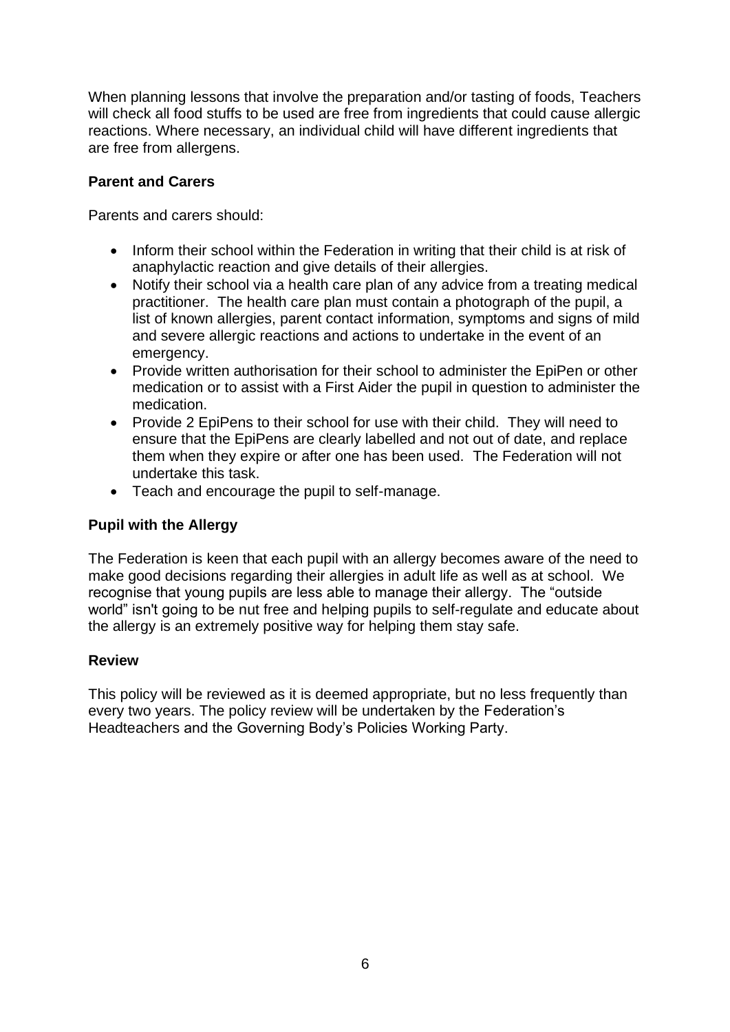When planning lessons that involve the preparation and/or tasting of foods, Teachers will check all food stuffs to be used are free from ingredients that could cause allergic reactions. Where necessary, an individual child will have different ingredients that are free from allergens.

**Parent and Carers**

Parents and carers should:

- Inform their school within the Federation in writing that their child is at risk of anaphylactic reaction and give details of their allergies.
- Notify their school via a health care plan of any advice from a treating medical practitioner. The health care plan must contain a photograph of the pupil, a list of known allergies, parent contact information, symptoms and signs of mild and severe allergic reactions and actions to undertake in the event of an emergency.
- Provide written authorisation for their school to administer the EpiPen or other medication or to assist with a First Aider the pupil in question to administer the medication.
- Provide 2 EpiPens to their school for use with their child. They will need to ensure that the EpiPens are clearly labelled and not out of date, and replace them when they expire or after one has been used. The Federation will not undertake this task.
- Teach and encourage the pupil to self-manage.

**Pupil with the Allergy**

The Federation is keen that each pupil with an allergy becomes aware of the need to make good decisions regarding their allergies in adult life as well as at school. We recognise that young pupils are less able to manage their allergy. The "outside world" isn't going to be nut free and helping pupils to self-regulate and educate about the allergy is an extremely positive way for helping them stay safe.

**Review**

This policy will be reviewed as it is deemed appropriate, but no less frequently than every two years. The policy review will be undertaken by the Federation's Headteachers and the Governing Body's Policies Working Party.